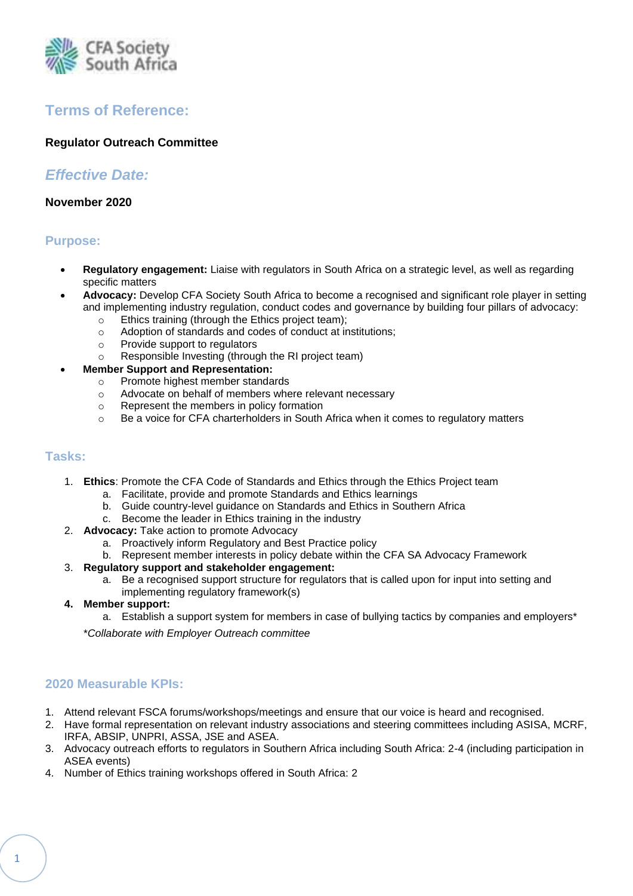CFA Society South Africa

## Terms of Reference:

**Regulator Outreach Committee**

## *Effective Date:*

**November 2020**

### Purpose:

- **Regulatory engagement:** Liaise with regulators in South Africa on a strategic level, as well as regarding specific matters
- **Advocacy:** Develop CFA Society South Africa to become a recognised and significant role player in setting and implementing industry regulation, conduct codes and governance by building four pillars of advocacy:
  - Ethics training (through the Ethics project team);
  - Adoption of standards and codes of conduct at institutions;
  - Provide support to regulators
  - Responsible Investing (through the RI project team)
- **Member Support and Representation:**
  - Promote highest member standards
  - Advocate on behalf of members where relevant necessary
  - Represent the members in policy formation
  - Be a voice for CFA charterholders in South Africa when it comes to regulatory matters

### Tasks:

1. **Ethics**: Promote the CFA Code of Standards and Ethics through the Ethics Project team
   a. Facilitate, provide and promote Standards and Ethics learnings
   b. Guide country-level guidance on Standards and Ethics in Southern Africa
   c. Become the leader in Ethics training in the industry
2. **Advocacy:** Take action to promote Advocacy
   a. Proactively inform Regulatory and Best Practice policy
   b. Represent member interests in policy debate within the CFA SA Advocacy Framework
3. **Regulatory support and stakeholder engagement:**
   a. Be a recognised support structure for regulators that is called upon for input into setting and implementing regulatory framework(s)
4. **Member support:**
   a. Establish a support system for members in case of bullying tactics by companies and employers*

*\*Collaborate with Employer Outreach committee*

### 2020 Measurable KPIs:

1. Attend relevant FSCA forums/workshops/meetings and ensure that our voice is heard and recognised.
2. Have formal representation on relevant industry associations and steering committees including ASISA, MCRF, IRFA, ABSIP, UNPRI, ASSA, JSE and ASEA.
3. Advocacy outreach efforts to regulators in Southern Africa including South Africa: 2-4 (including participation in ASEA events)
4. Number of Ethics training workshops offered in South Africa: 2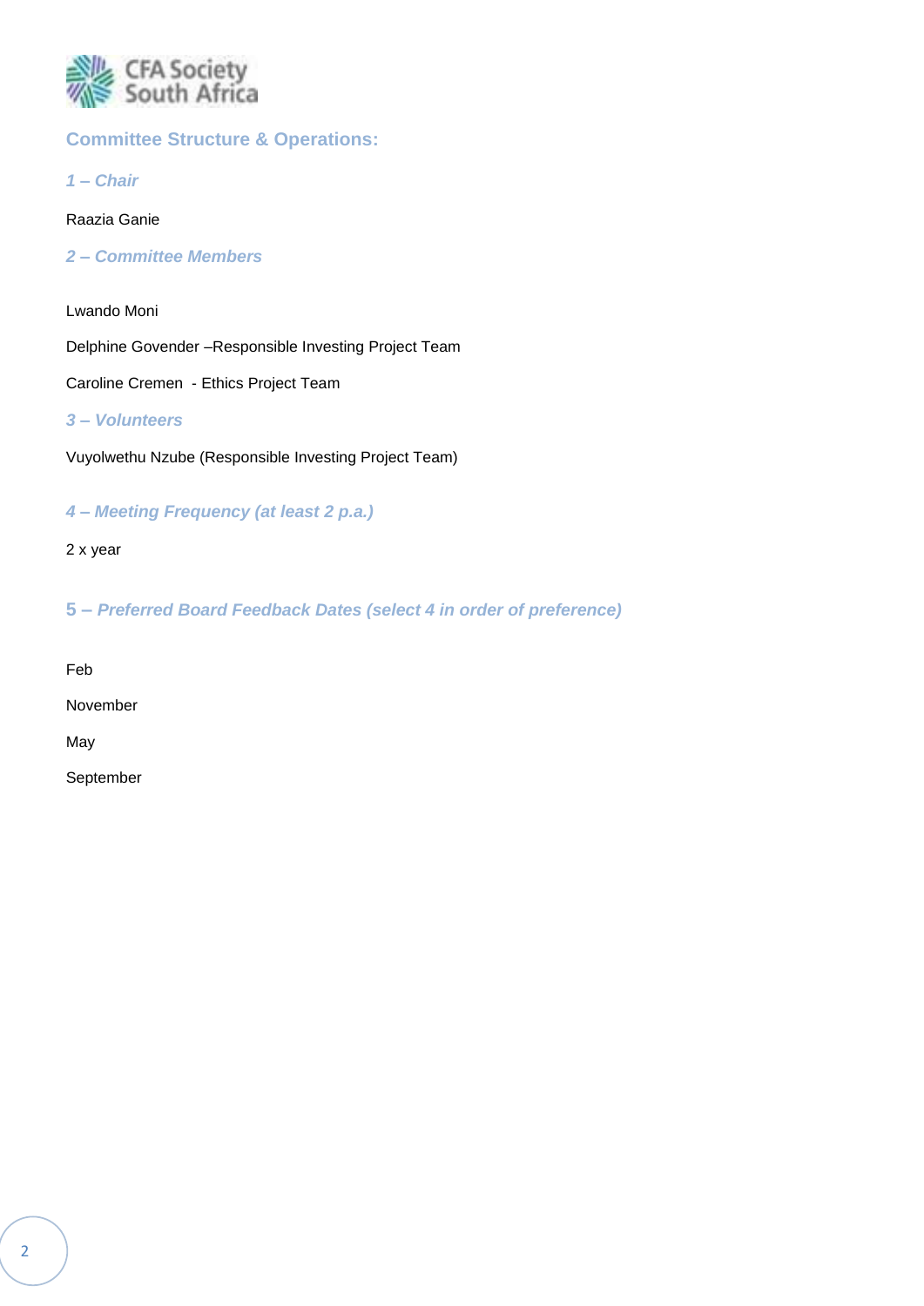CFA Society South Africa

## Committee Structure & Operations:

### *1 – Chair*

Raazia Ganie

### *2 – Committee Members*

Lwando Moni

Delphine Govender –Responsible Investing Project Team

Caroline Cremen - Ethics Project Team

### *3 – Volunteers*

Vuyolwethu Nzube (Responsible Investing Project Team)

### *4 – Meeting Frequency (at least 2 p.a.)*

2 x year

### 5 – *Preferred Board Feedback Dates (select 4 in order of preference)*

Feb

November

May

September